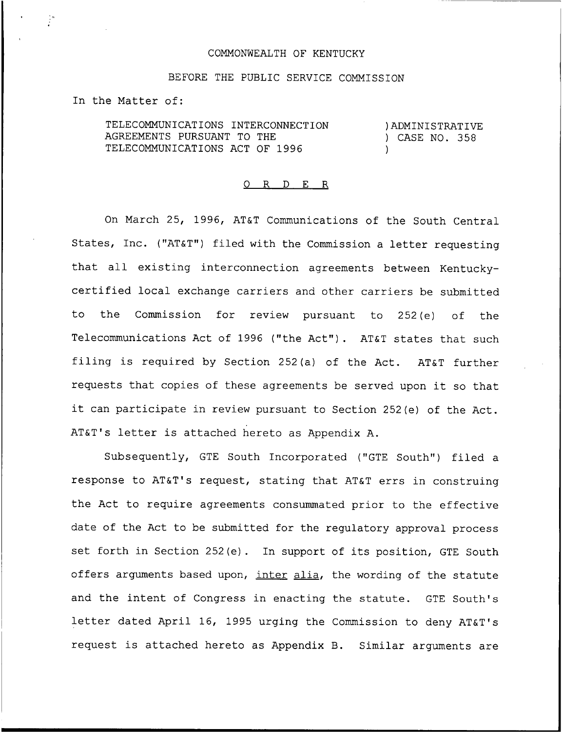COMMONWEALTH OF KENTUCKY

BEFORE THE PUBLIC SERVICE COMMISSION

In the Matter of:

| | |
|---|---|
| TELECOMMUNICATIONS INTERCONNECTION AGREEMENTS PURSUANT TO THE TELECOMMUNICATIONS ACT OF 1996 | ) ADMINISTRATIVE ) CASE NO. 358 ) |

## O R D E R

On March 25, 1996, AT&T Communications of the South Central States, Inc. ("AT&T") filed with the Commission a letter requesting that all existing interconnection agreements between Kentucky-certified local exchange carriers and other carriers be submitted to the Commission for review pursuant to 252(e) of the Telecommunications Act of 1996 ("the Act"). AT&T states that such filing is required by Section 252(a) of the Act. AT&T further requests that copies of these agreements be served upon it so that it can participate in review pursuant to Section 252(e) of the Act. AT&T's letter is attached hereto as Appendix A.

Subsequently, GTE South Incorporated ("GTE South") filed a response to AT&T's request, stating that AT&T errs in construing the Act to require agreements consummated prior to the effective date of the Act to be submitted for the regulatory approval process set forth in Section 252(e). In support of its position, GTE South offers arguments based upon, inter alia, the wording of the statute and the intent of Congress in enacting the statute. GTE South's letter dated April 16, 1995 urging the Commission to deny AT&T's request is attached hereto as Appendix B. Similar arguments are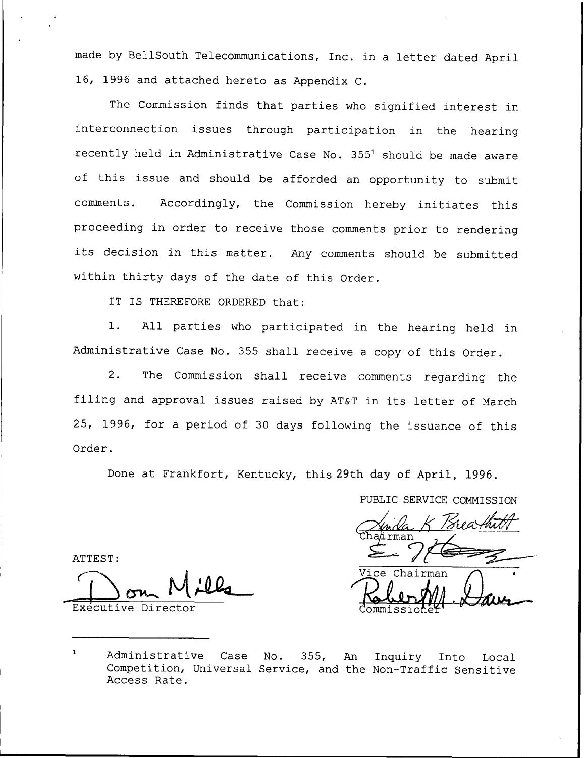made by BellSouth Telecommunications, Inc. in a letter dated April 16, 1996 and attached hereto as Appendix C.

The Commission finds that parties who signified interest in interconnection issues through participation in the hearing recently held in Administrative Case No. 355[1] should be made aware of this issue and should be afforded an opportunity to submit comments. Accordingly, the Commission hereby initiates this proceeding in order to receive those comments prior to rendering its decision in this matter. Any comments should be submitted within thirty days of the date of this Order.

IT IS THEREFORE ORDERED that:

1. All parties who participated in the hearing held in Administrative Case No. 355 shall receive a copy of this Order.

2. The Commission shall receive comments regarding the filing and approval issues raised by AT&T in its letter of March 25, 1996, for a period of 30 days following the issuance of this Order.

Done at Frankfort, Kentucky, this 29th day of April, 1996.

PUBLIC SERVICE COMMISSION

Chairman

Vice Chairman

Commissioner

ATTEST:

Executive Director

---

[1] Administrative Case No. 355, An Inquiry Into Local Competition, Universal Service, and the Non-Traffic Sensitive Access Rate.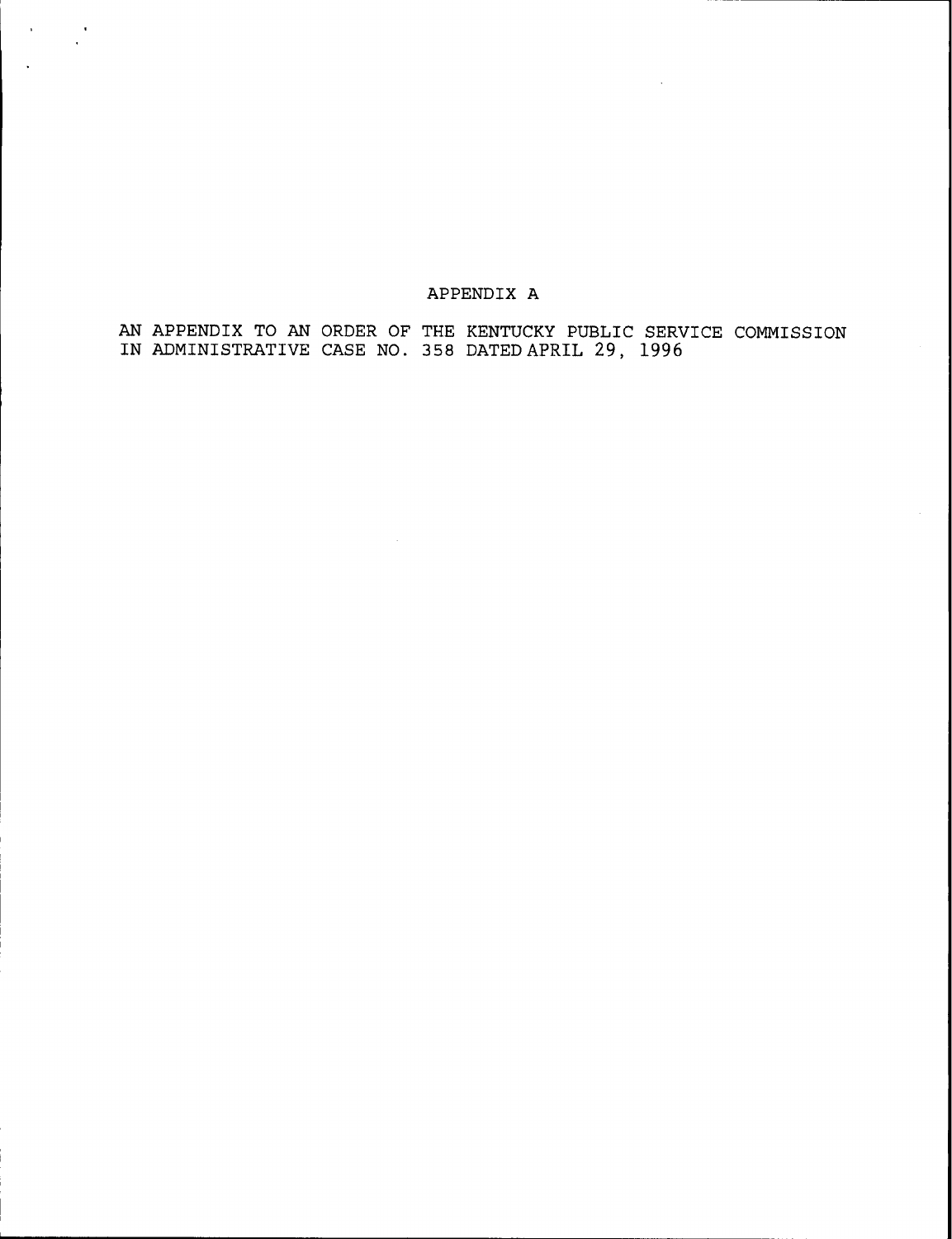# APPENDIX A

AN APPENDIX TO AN ORDER OF THE KENTUCKY PUBLIC SERVICE COMMISSION IN ADMINISTRATIVE CASE NO. 358 DATED APRIL 29, 1996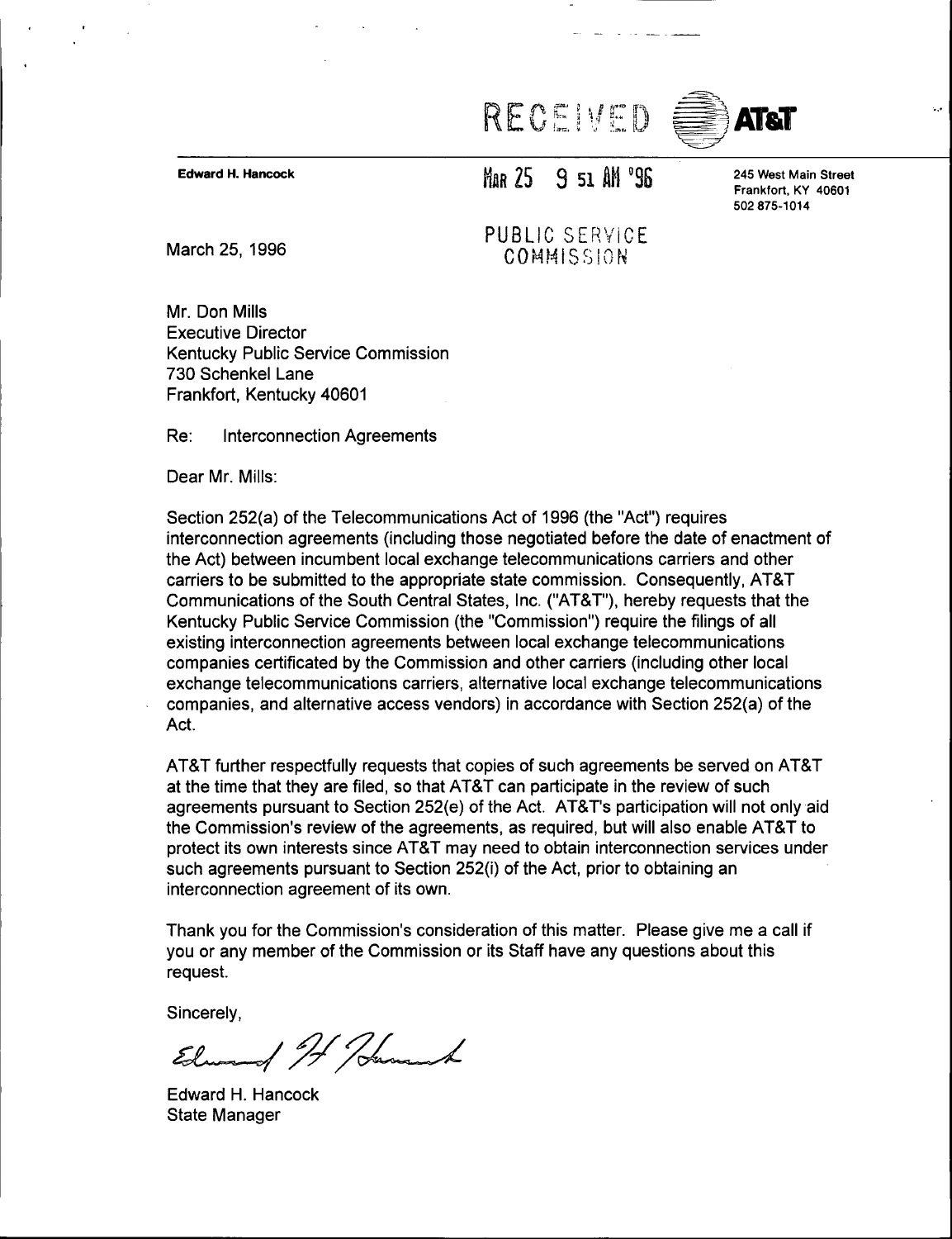RECEIVED AT&T

**Edward H. Hancock**

MAR 25 9 51 AM '96

PUBLIC SERVICE COMMISSION

245 West Main Street
Frankfort, KY 40601
502 875-1014

March 25, 1996

Mr. Don Mills
Executive Director
Kentucky Public Service Commission
730 Schenkel Lane
Frankfort, Kentucky 40601

Re: Interconnection Agreements

Dear Mr. Mills:

Section 252(a) of the Telecommunications Act of 1996 (the "Act") requires interconnection agreements (including those negotiated before the date of enactment of the Act) between incumbent local exchange telecommunications carriers and other carriers to be submitted to the appropriate state commission. Consequently, AT&T Communications of the South Central States, Inc. ("AT&T"), hereby requests that the Kentucky Public Service Commission (the "Commission") require the filings of all existing interconnection agreements between local exchange telecommunications companies certificated by the Commission and other carriers (including other local exchange telecommunications carriers, alternative local exchange telecommunications companies, and alternative access vendors) in accordance with Section 252(a) of the Act.

AT&T further respectfully requests that copies of such agreements be served on AT&T at the time that they are filed, so that AT&T can participate in the review of such agreements pursuant to Section 252(e) of the Act. AT&T's participation will not only aid the Commission's review of the agreements, as required, but will also enable AT&T to protect its own interests since AT&T may need to obtain interconnection services under such agreements pursuant to Section 252(i) of the Act, prior to obtaining an interconnection agreement of its own.

Thank you for the Commission's consideration of this matter. Please give me a call if you or any member of the Commission or its Staff have any questions about this request.

Sincerely,

Edward H. Hancock

Edward H. Hancock
State Manager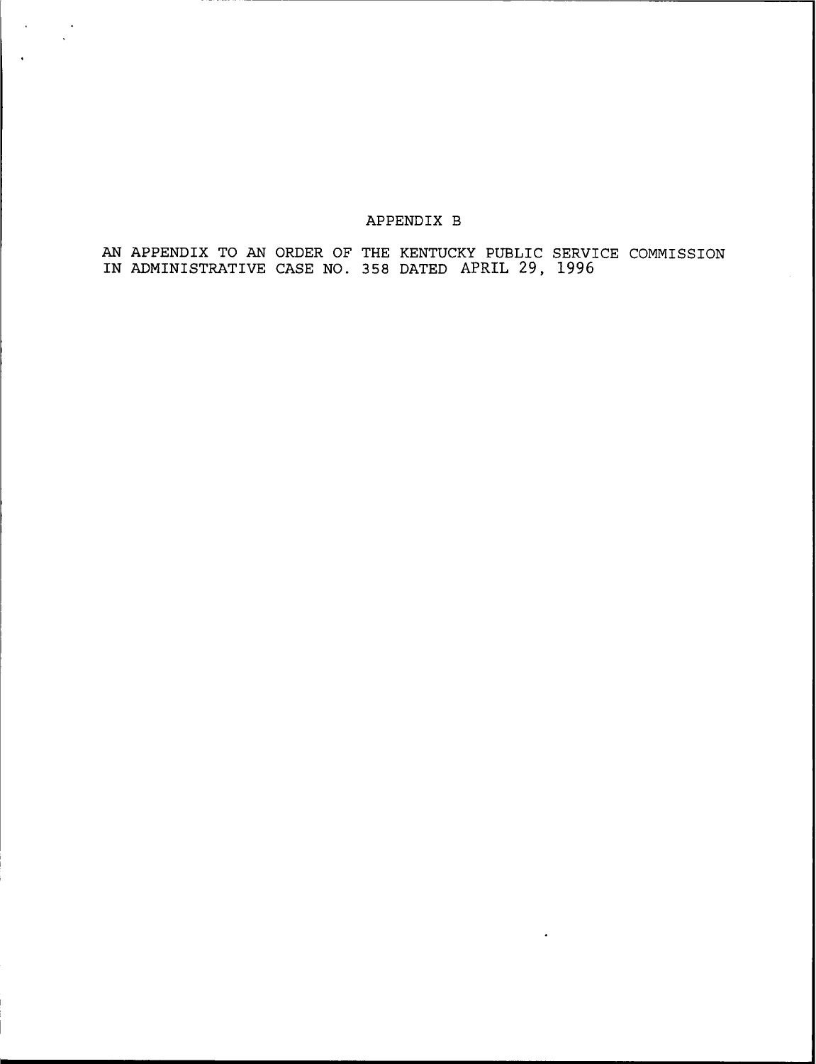# APPENDIX B

AN APPENDIX TO AN ORDER OF THE KENTUCKY PUBLIC SERVICE COMMISSION IN ADMINISTRATIVE CASE NO. 358 DATED APRIL 29, 1996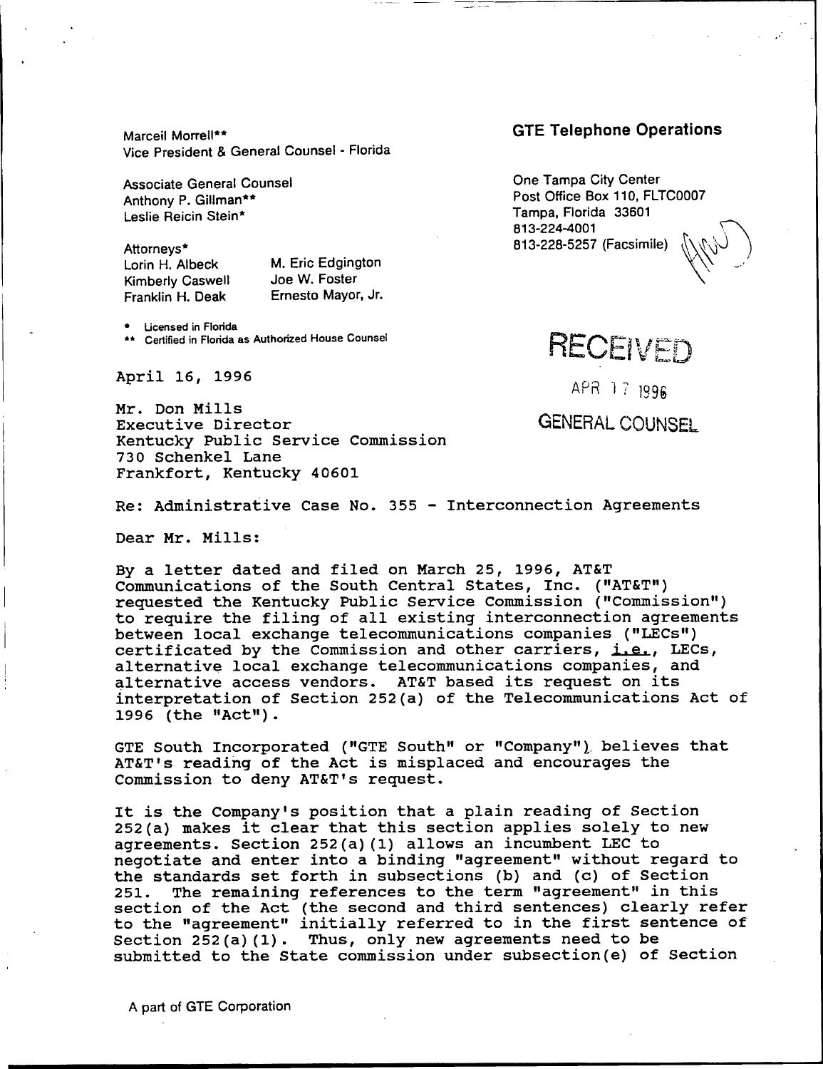Marceil Morrell**
Vice President & General Counsel - Florida

Associate General Counsel
Anthony P. Gillman**
Leslie Reicin Stein*

Attorneys*
Lorin H. Albeck
Kimberly Caswell
Franklin H. Deak
M. Eric Edgington
Joe W. Foster
Ernesto Mayor, Jr.

* Licensed in Florida
** Certified in Florida as Authorized House Counsel

**GTE Telephone Operations**

One Tampa City Center
Post Office Box 110, FLTC0007
Tampa, Florida 33601
813-224-4001
813-228-5257 (Facsimile)

RECEIVED

APR 17 1996

GENERAL COUNSEL

April 16, 1996

Mr. Don Mills
Executive Director
Kentucky Public Service Commission
730 Schenkel Lane
Frankfort, Kentucky 40601

Re: Administrative Case No. 355 - Interconnection Agreements

Dear Mr. Mills:

By a letter dated and filed on March 25, 1996, AT&T Communications of the South Central States, Inc. ("AT&T") requested the Kentucky Public Service Commission ("Commission") to require the filing of all existing interconnection agreements between local exchange telecommunications companies ("LECs") certificated by the Commission and other carriers, i.e., LECs, alternative local exchange telecommunications companies, and alternative access vendors. AT&T based its request on its interpretation of Section 252(a) of the Telecommunications Act of 1996 (the "Act").

GTE South Incorporated ("GTE South" or "Company") believes that AT&T's reading of the Act is misplaced and encourages the Commission to deny AT&T's request.

It is the Company's position that a plain reading of Section 252(a) makes it clear that this section applies solely to new agreements. Section 252(a)(1) allows an incumbent LEC to negotiate and enter into a binding "agreement" without regard to the standards set forth in subsections (b) and (c) of Section 251. The remaining references to the term "agreement" in this section of the Act (the second and third sentences) clearly refer to the "agreement" initially referred to in the first sentence of Section 252(a)(1). Thus, only new agreements need to be submitted to the State commission under subsection(e) of Section

A part of GTE Corporation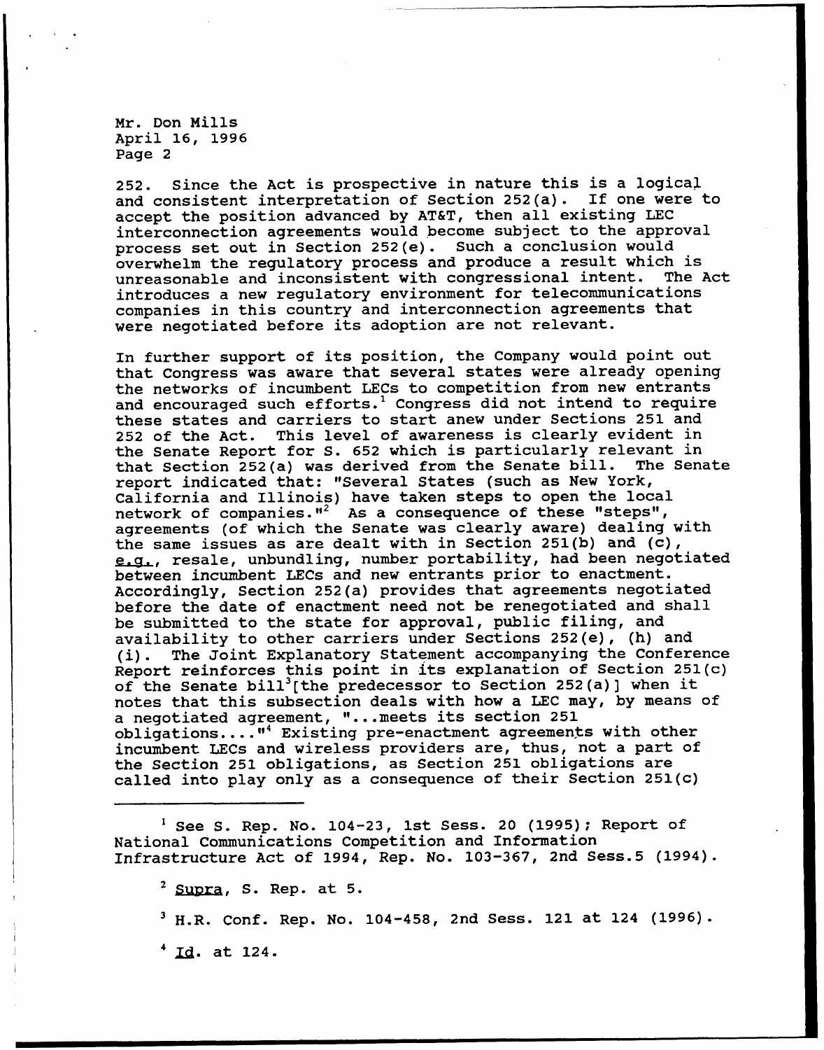Mr. Don Mills
April 16, 1996
Page 2

252. Since the Act is prospective in nature this is a logical and consistent interpretation of Section 252(a). If one were to accept the position advanced by AT&T, then all existing LEC interconnection agreements would become subject to the approval process set out in Section 252(e). Such a conclusion would overwhelm the regulatory process and produce a result which is unreasonable and inconsistent with congressional intent. The Act introduces a new regulatory environment for telecommunications companies in this country and interconnection agreements that were negotiated before its adoption are not relevant.

In further support of its position, the Company would point out that Congress was aware that several states were already opening the networks of incumbent LECs to competition from new entrants and encouraged such efforts.[1] Congress did not intend to require these states and carriers to start anew under Sections 251 and 252 of the Act. This level of awareness is clearly evident in the Senate Report for S. 652 which is particularly relevant in that Section 252(a) was derived from the Senate bill. The Senate report indicated that: "Several States (such as New York, California and Illinois) have taken steps to open the local network of companies."[2] As a consequence of these "steps", agreements (of which the Senate was clearly aware) dealing with the same issues as are dealt with in Section 251(b) and (c), e.g., resale, unbundling, number portability, had been negotiated between incumbent LECs and new entrants prior to enactment. Accordingly, Section 252(a) provides that agreements negotiated before the date of enactment need not be renegotiated and shall be submitted to the state for approval, public filing, and availability to other carriers under Sections 252(e), (h) and (i). The Joint Explanatory Statement accompanying the Conference Report reinforces this point in its explanation of Section 251(c) of the Senate bill[3][the predecessor to Section 252(a)] when it notes that this subsection deals with how a LEC may, by means of a negotiated agreement, "...meets its section 251 obligations...."[4] Existing pre-enactment agreements with other incumbent LECs and wireless providers are, thus, not a part of the Section 251 obligations, as Section 251 obligations are called into play only as a consequence of their Section 251(c)

---

[1] See S. Rep. No. 104-23, 1st Sess. 20 (1995); Report of National Communications Competition and Information Infrastructure Act of 1994, Rep. No. 103-367, 2nd Sess.5 (1994).

[2] Supra, S. Rep. at 5.

[3] H.R. Conf. Rep. No. 104-458, 2nd Sess. 121 at 124 (1996).

[4] Id. at 124.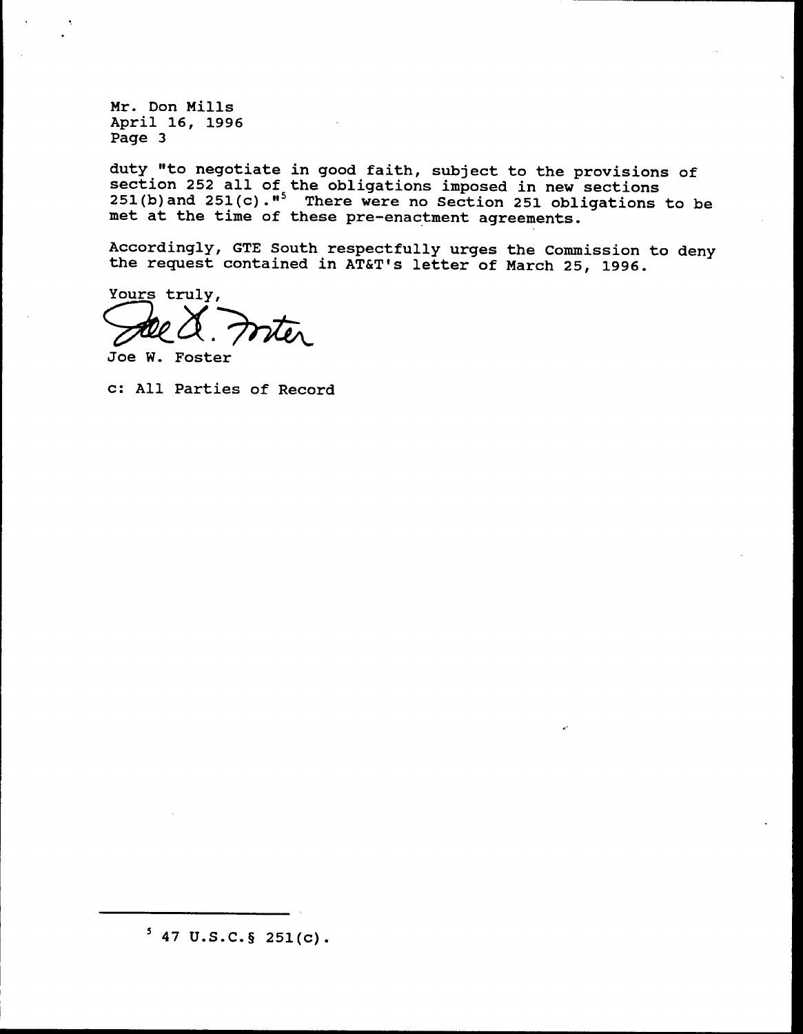Mr. Don Mills
April 16, 1996
Page 3

duty "to negotiate in good faith, subject to the provisions of section 252 all of the obligations imposed in new sections 251(b)and 251(c)."[5] There were no Section 251 obligations to be met at the time of these pre-enactment agreements.

Accordingly, GTE South respectfully urges the Commission to deny the request contained in AT&T's letter of March 25, 1996.

Yours truly,

Joe W. Foster

c: All Parties of Record

---

[5] 47 U.S.C.§ 251(c).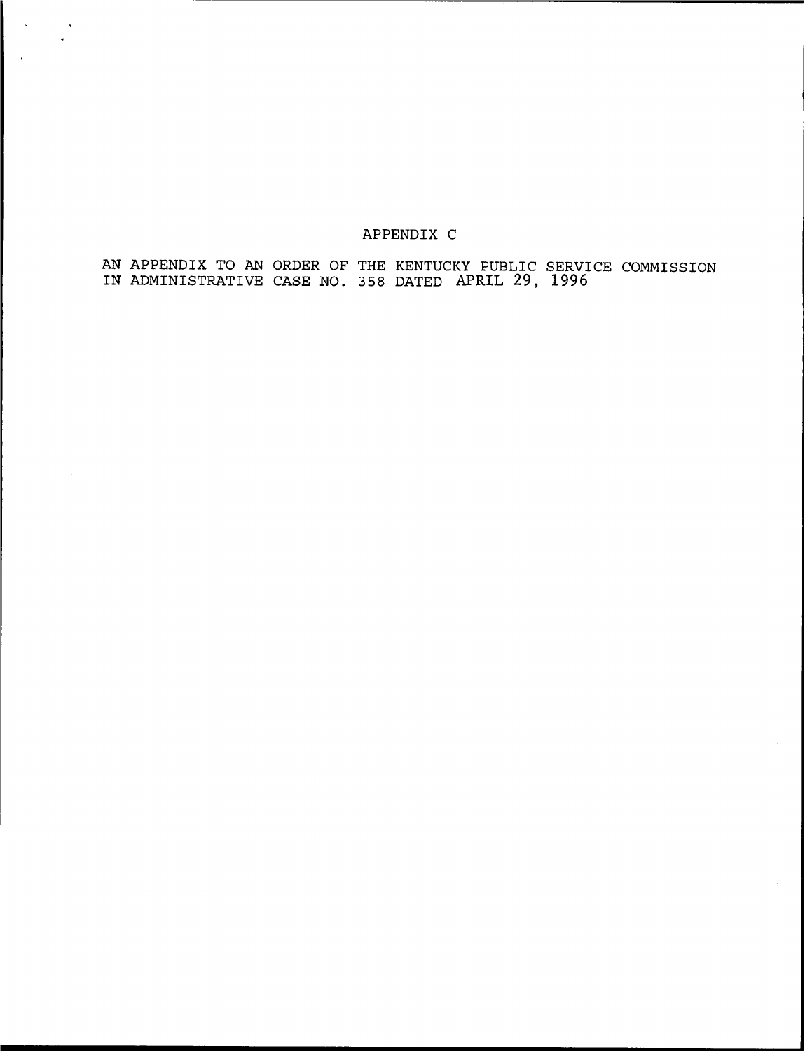# APPENDIX C

AN APPENDIX TO AN ORDER OF THE KENTUCKY PUBLIC SERVICE COMMISSION IN ADMINISTRATIVE CASE NO. 358 DATED APRIL 29, 1996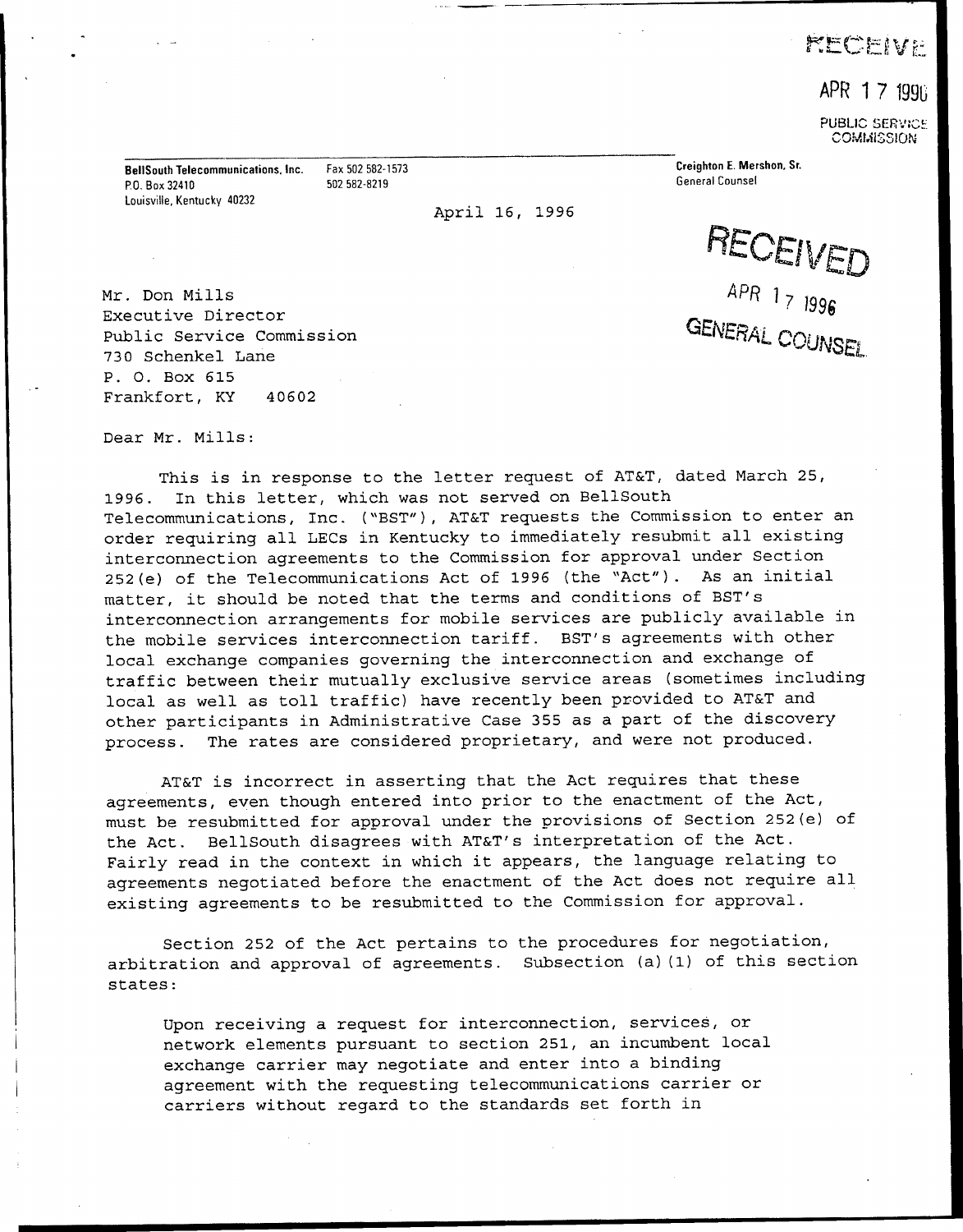RECEIVED

APR 17 1996

PUBLIC SERVICE COMMISSION

**BellSouth Telecommunications, Inc.**
P.O. Box 32410
Louisville, Kentucky 40232

Fax 502 582-1573
502 582-8219

**Creighton E. Mershon, Sr.**
General Counsel

April 16, 1996

RECEIVED

APR 17 1996

GENERAL COUNSEL

Mr. Don Mills
Executive Director
Public Service Commission
730 Schenkel Lane
P. O. Box 615
Frankfort, KY 40602

Dear Mr. Mills:

This is in response to the letter request of AT&T, dated March 25, 1996. In this letter, which was not served on BellSouth Telecommunications, Inc. ("BST"), AT&T requests the Commission to enter an order requiring all LECs in Kentucky to immediately resubmit all existing interconnection agreements to the Commission for approval under Section 252(e) of the Telecommunications Act of 1996 (the "Act"). As an initial matter, it should be noted that the terms and conditions of BST's interconnection arrangements for mobile services are publicly available in the mobile services interconnection tariff. BST's agreements with other local exchange companies governing the interconnection and exchange of traffic between their mutually exclusive service areas (sometimes including local as well as toll traffic) have recently been provided to AT&T and other participants in Administrative Case 355 as a part of the discovery process. The rates are considered proprietary, and were not produced.

AT&T is incorrect in asserting that the Act requires that these agreements, even though entered into prior to the enactment of the Act, must be resubmitted for approval under the provisions of Section 252(e) of the Act. BellSouth disagrees with AT&T's interpretation of the Act. Fairly read in the context in which it appears, the language relating to agreements negotiated before the enactment of the Act does not require all existing agreements to be resubmitted to the Commission for approval.

Section 252 of the Act pertains to the procedures for negotiation, arbitration and approval of agreements. Subsection (a)(1) of this section states:

> Upon receiving a request for interconnection, services, or network elements pursuant to section 251, an incumbent local exchange carrier may negotiate and enter into a binding agreement with the requesting telecommunications carrier or carriers without regard to the standards set forth in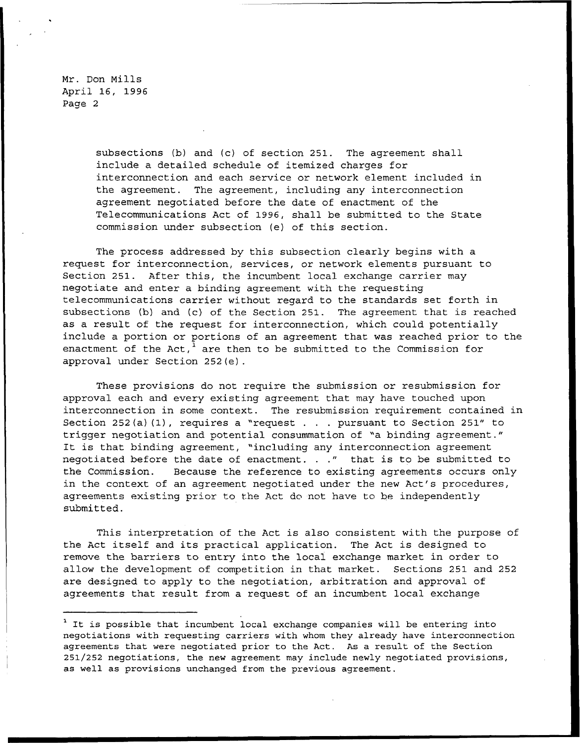Mr. Don Mills
April 16, 1996
Page 2

> subsections (b) and (c) of section 251. The agreement shall include a detailed schedule of itemized charges for interconnection and each service or network element included in the agreement. The agreement, including any interconnection agreement negotiated before the date of enactment of the Telecommunications Act of 1996, shall be submitted to the State commission under subsection (e) of this section.

The process addressed by this subsection clearly begins with a request for interconnection, services, or network elements pursuant to Section 251. After this, the incumbent local exchange carrier may negotiate and enter a binding agreement with the requesting telecommunications carrier without regard to the standards set forth in subsections (b) and (c) of the Section 251. The agreement that is reached as a result of the request for interconnection, which could potentially include a portion or portions of an agreement that was reached prior to the enactment of the Act,[1] are then to be submitted to the Commission for approval under Section 252(e).

These provisions do not require the submission or resubmission for approval each and every existing agreement that may have touched upon interconnection in some context. The resubmission requirement contained in Section 252(a)(1), requires a "request . . . . pursuant to Section 251" to trigger negotiation and potential consummation of "a binding agreement." It is that binding agreement, "including any interconnection agreement negotiated before the date of enactment. . ." that is to be submitted to the Commission. Because the reference to existing agreements occurs only in the context of an agreement negotiated under the new Act's procedures, agreements existing prior to the Act do not have to be independently submitted.

This interpretation of the Act is also consistent with the purpose of the Act itself and its practical application. The Act is designed to remove the barriers to entry into the local exchange market in order to allow the development of competition in that market. Sections 251 and 252 are designed to apply to the negotiation, arbitration and approval of agreements that result from a request of an incumbent local exchange

[1] It is possible that incumbent local exchange companies will be entering into negotiations with requesting carriers with whom they already have interconnection agreements that were negotiated prior to the Act. As a result of the Section 251/252 negotiations, the new agreement may include newly negotiated provisions, as well as provisions unchanged from the previous agreement.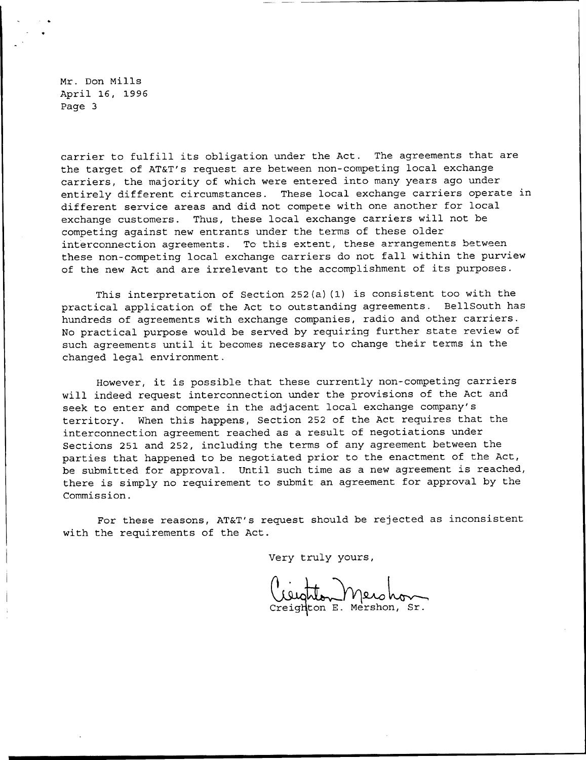carrier to fulfill its obligation under the Act. The agreements that are the target of AT&T's request are between non-competing local exchange carriers, the majority of which were entered into many years ago under entirely different circumstances. These local exchange carriers operate in different service areas and did not compete with one another for local exchange customers. Thus, these local exchange carriers will not be competing against new entrants under the terms of these older interconnection agreements. To this extent, these arrangements between these non-competing local exchange carriers do not fall within the purview of the new Act and are irrelevant to the accomplishment of its purposes.

This interpretation of Section 252(a)(1) is consistent too with the practical application of the Act to outstanding agreements. BellSouth has hundreds of agreements with exchange companies, radio and other carriers. No practical purpose would be served by requiring further state review of such agreements until it becomes necessary to change their terms in the changed legal environment.

However, it is possible that these currently non-competing carriers will indeed request interconnection under the provisions of the Act and seek to enter and compete in the adjacent local exchange company's territory. When this happens, Section 252 of the Act requires that the interconnection agreement reached as a result of negotiations under Sections 251 and 252, including the terms of any agreement between the parties that happened to be negotiated prior to the enactment of the Act, be submitted for approval. Until such time as a new agreement is reached, there is simply no requirement to submit an agreement for approval by the Commission.

For these reasons, AT&T's request should be rejected as inconsistent with the requirements of the Act.

Very truly yours,

Creighton E. Mershon, Sr.